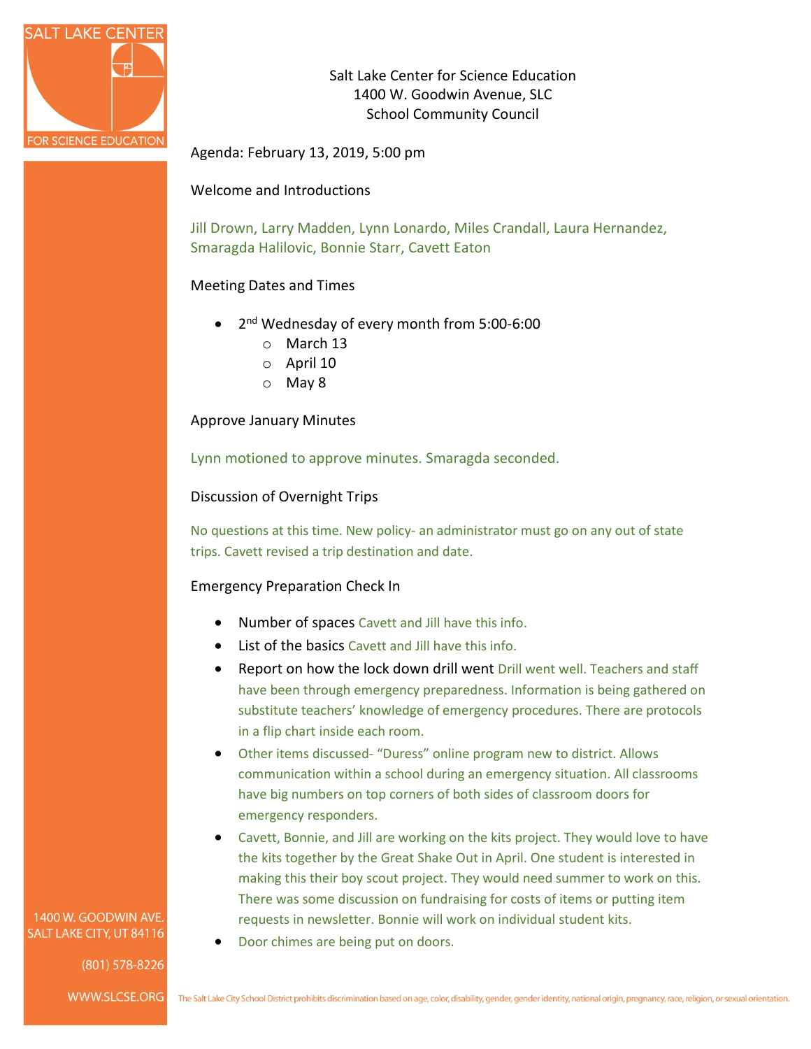Salt Lake Center for Science Education
1400 W. Goodwin Avenue, SLC
School Community Council

Agenda: February 13, 2019, 5:00 pm

Welcome and Introductions

Jill Drown, Larry Madden, Lynn Lonardo, Miles Crandall, Laura Hernandez, Smaragda Halilovic, Bonnie Starr, Cavett Eaton

Meeting Dates and Times

- 2nd Wednesday of every month from 5:00-6:00
  - March 13
  - April 10
  - May 8

Approve January Minutes

Lynn motioned to approve minutes. Smaragda seconded.

Discussion of Overnight Trips

No questions at this time. New policy- an administrator must go on any out of state trips. Cavett revised a trip destination and date.

Emergency Preparation Check In

- Number of spaces Cavett and Jill have this info.
- List of the basics Cavett and Jill have this info.
- Report on how the lock down drill went Drill went well. Teachers and staff have been through emergency preparedness. Information is being gathered on substitute teachers' knowledge of emergency procedures. There are protocols in a flip chart inside each room.
- Other items discussed- "Duress" online program new to district. Allows communication within a school during an emergency situation. All classrooms have big numbers on top corners of both sides of classroom doors for emergency responders.
- Cavett, Bonnie, and Jill are working on the kits project. They would love to have the kits together by the Great Shake Out in April. One student is interested in making this their boy scout project. They would need summer to work on this. There was some discussion on fundraising for costs of items or putting item requests in newsletter. Bonnie will work on individual student kits.
- Door chimes are being put on doors.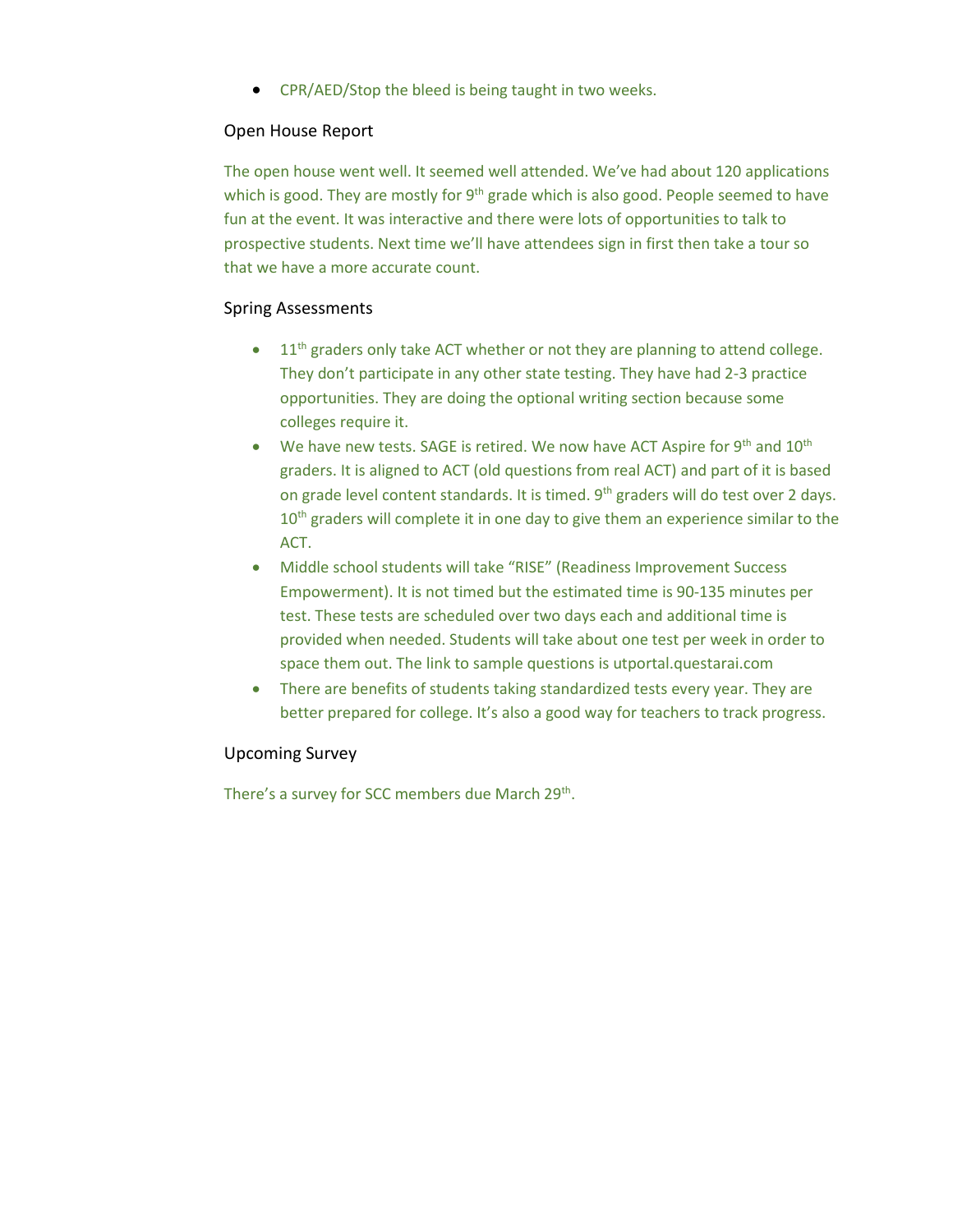- CPR/AED/Stop the bleed is being taught in two weeks.

## Open House Report

The open house went well. It seemed well attended. We've had about 120 applications which is good. They are mostly for 9th grade which is also good. People seemed to have fun at the event. It was interactive and there were lots of opportunities to talk to prospective students. Next time we'll have attendees sign in first then take a tour so that we have a more accurate count.

## Spring Assessments

- 11th graders only take ACT whether or not they are planning to attend college. They don't participate in any other state testing. They have had 2-3 practice opportunities. They are doing the optional writing section because some colleges require it.
- We have new tests. SAGE is retired. We now have ACT Aspire for 9th and 10th graders. It is aligned to ACT (old questions from real ACT) and part of it is based on grade level content standards. It is timed. 9th graders will do test over 2 days. 10th graders will complete it in one day to give them an experience similar to the ACT.
- Middle school students will take "RISE" (Readiness Improvement Success Empowerment). It is not timed but the estimated time is 90-135 minutes per test. These tests are scheduled over two days each and additional time is provided when needed. Students will take about one test per week in order to space them out. The link to sample questions is utportal.questarai.com
- There are benefits of students taking standardized tests every year. They are better prepared for college. It's also a good way for teachers to track progress.

## Upcoming Survey

There's a survey for SCC members due March 29th.